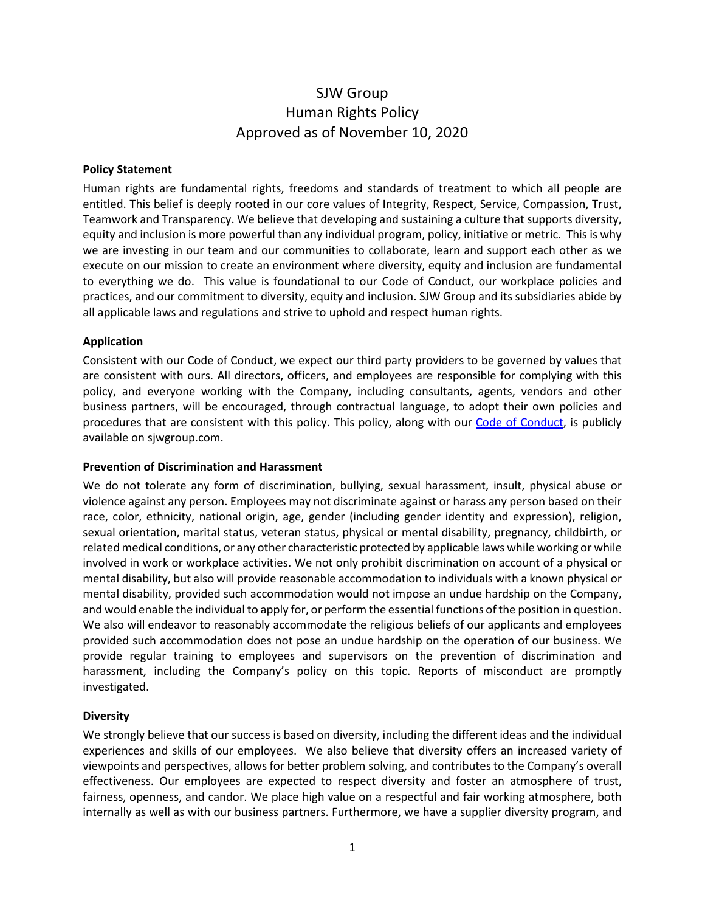# SJW Group
# Human Rights Policy
# Approved as of November 10, 2020

**Policy Statement**

Human rights are fundamental rights, freedoms and standards of treatment to which all people are entitled. This belief is deeply rooted in our core values of Integrity, Respect, Service, Compassion, Trust, Teamwork and Transparency. We believe that developing and sustaining a culture that supports diversity, equity and inclusion is more powerful than any individual program, policy, initiative or metric. This is why we are investing in our team and our communities to collaborate, learn and support each other as we execute on our mission to create an environment where diversity, equity and inclusion are fundamental to everything we do. This value is foundational to our Code of Conduct, our workplace policies and practices, and our commitment to diversity, equity and inclusion. SJW Group and its subsidiaries abide by all applicable laws and regulations and strive to uphold and respect human rights.

**Application**

Consistent with our Code of Conduct, we expect our third party providers to be governed by values that are consistent with ours. All directors, officers, and employees are responsible for complying with this policy, and everyone working with the Company, including consultants, agents, vendors and other business partners, will be encouraged, through contractual language, to adopt their own policies and procedures that are consistent with this policy. This policy, along with our Code of Conduct, is publicly available on sjwgroup.com.

**Prevention of Discrimination and Harassment**

We do not tolerate any form of discrimination, bullying, sexual harassment, insult, physical abuse or violence against any person. Employees may not discriminate against or harass any person based on their race, color, ethnicity, national origin, age, gender (including gender identity and expression), religion, sexual orientation, marital status, veteran status, physical or mental disability, pregnancy, childbirth, or related medical conditions, or any other characteristic protected by applicable laws while working or while involved in work or workplace activities. We not only prohibit discrimination on account of a physical or mental disability, but also will provide reasonable accommodation to individuals with a known physical or mental disability, provided such accommodation would not impose an undue hardship on the Company, and would enable the individual to apply for, or perform the essential functions of the position in question. We also will endeavor to reasonably accommodate the religious beliefs of our applicants and employees provided such accommodation does not pose an undue hardship on the operation of our business. We provide regular training to employees and supervisors on the prevention of discrimination and harassment, including the Company's policy on this topic. Reports of misconduct are promptly investigated.

**Diversity**

We strongly believe that our success is based on diversity, including the different ideas and the individual experiences and skills of our employees. We also believe that diversity offers an increased variety of viewpoints and perspectives, allows for better problem solving, and contributes to the Company's overall effectiveness. Our employees are expected to respect diversity and foster an atmosphere of trust, fairness, openness, and candor. We place high value on a respectful and fair working atmosphere, both internally as well as with our business partners. Furthermore, we have a supplier diversity program, and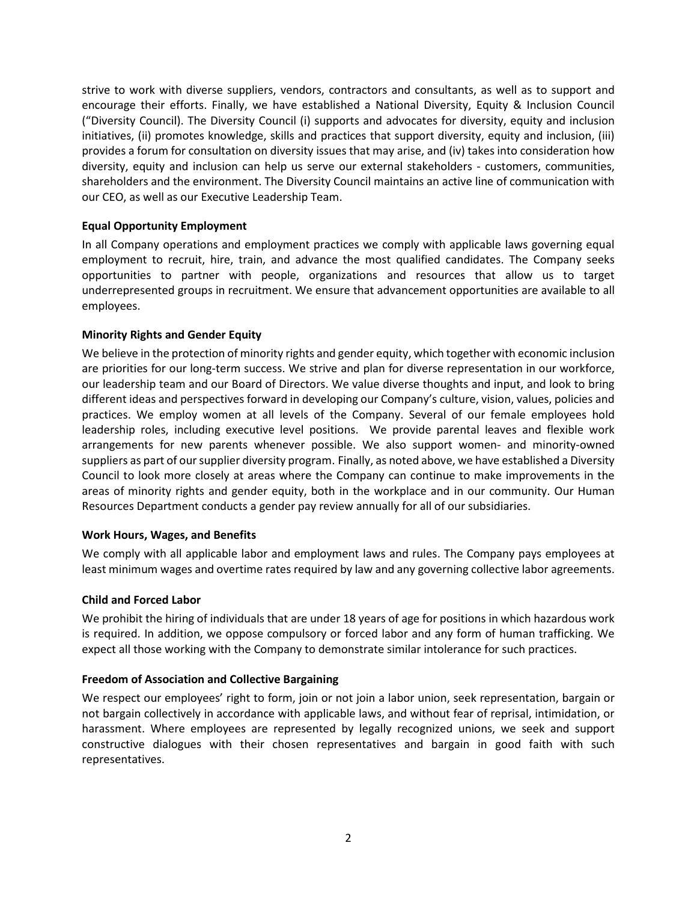strive to work with diverse suppliers, vendors, contractors and consultants, as well as to support and encourage their efforts. Finally, we have established a National Diversity, Equity & Inclusion Council ("Diversity Council). The Diversity Council (i) supports and advocates for diversity, equity and inclusion initiatives, (ii) promotes knowledge, skills and practices that support diversity, equity and inclusion, (iii) provides a forum for consultation on diversity issues that may arise, and (iv) takes into consideration how diversity, equity and inclusion can help us serve our external stakeholders - customers, communities, shareholders and the environment. The Diversity Council maintains an active line of communication with our CEO, as well as our Executive Leadership Team.

**Equal Opportunity Employment**

In all Company operations and employment practices we comply with applicable laws governing equal employment to recruit, hire, train, and advance the most qualified candidates. The Company seeks opportunities to partner with people, organizations and resources that allow us to target underrepresented groups in recruitment. We ensure that advancement opportunities are available to all employees.

**Minority Rights and Gender Equity**

We believe in the protection of minority rights and gender equity, which together with economic inclusion are priorities for our long-term success. We strive and plan for diverse representation in our workforce, our leadership team and our Board of Directors. We value diverse thoughts and input, and look to bring different ideas and perspectives forward in developing our Company's culture, vision, values, policies and practices. We employ women at all levels of the Company. Several of our female employees hold leadership roles, including executive level positions. We provide parental leaves and flexible work arrangements for new parents whenever possible. We also support women- and minority-owned suppliers as part of our supplier diversity program. Finally, as noted above, we have established a Diversity Council to look more closely at areas where the Company can continue to make improvements in the areas of minority rights and gender equity, both in the workplace and in our community. Our Human Resources Department conducts a gender pay review annually for all of our subsidiaries.

**Work Hours, Wages, and Benefits**

We comply with all applicable labor and employment laws and rules. The Company pays employees at least minimum wages and overtime rates required by law and any governing collective labor agreements.

**Child and Forced Labor**

We prohibit the hiring of individuals that are under 18 years of age for positions in which hazardous work is required. In addition, we oppose compulsory or forced labor and any form of human trafficking. We expect all those working with the Company to demonstrate similar intolerance for such practices.

**Freedom of Association and Collective Bargaining**

We respect our employees' right to form, join or not join a labor union, seek representation, bargain or not bargain collectively in accordance with applicable laws, and without fear of reprisal, intimidation, or harassment. Where employees are represented by legally recognized unions, we seek and support constructive dialogues with their chosen representatives and bargain in good faith with such representatives.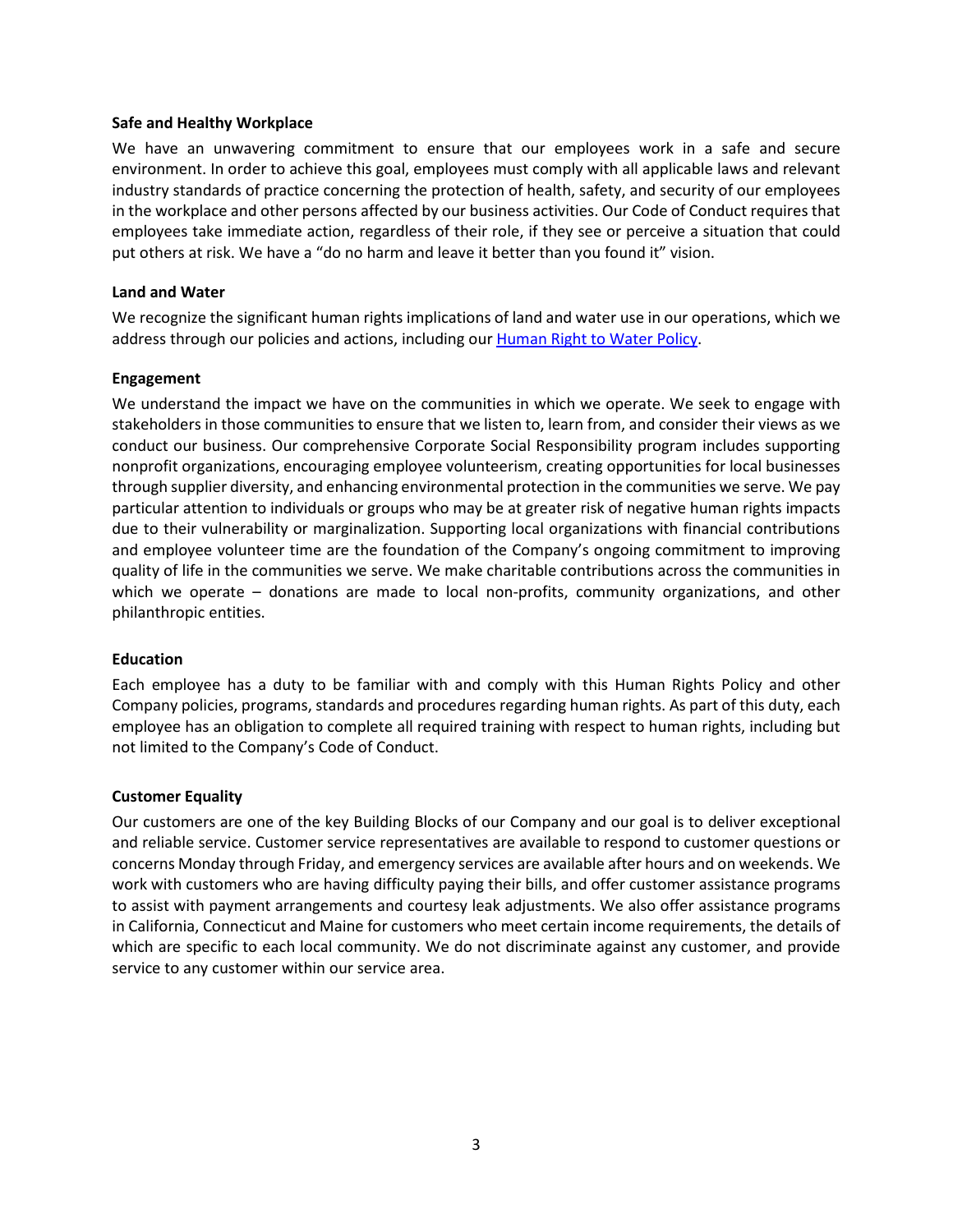**Safe and Healthy Workplace**

We have an unwavering commitment to ensure that our employees work in a safe and secure environment. In order to achieve this goal, employees must comply with all applicable laws and relevant industry standards of practice concerning the protection of health, safety, and security of our employees in the workplace and other persons affected by our business activities. Our Code of Conduct requires that employees take immediate action, regardless of their role, if they see or perceive a situation that could put others at risk. We have a "do no harm and leave it better than you found it" vision.

**Land and Water**

We recognize the significant human rights implications of land and water use in our operations, which we address through our policies and actions, including our [Human Right to Water Policy](Human Right to Water Policy).

**Engagement**

We understand the impact we have on the communities in which we operate. We seek to engage with stakeholders in those communities to ensure that we listen to, learn from, and consider their views as we conduct our business. Our comprehensive Corporate Social Responsibility program includes supporting nonprofit organizations, encouraging employee volunteerism, creating opportunities for local businesses through supplier diversity, and enhancing environmental protection in the communities we serve. We pay particular attention to individuals or groups who may be at greater risk of negative human rights impacts due to their vulnerability or marginalization. Supporting local organizations with financial contributions and employee volunteer time are the foundation of the Company's ongoing commitment to improving quality of life in the communities we serve. We make charitable contributions across the communities in which we operate – donations are made to local non-profits, community organizations, and other philanthropic entities.

**Education**

Each employee has a duty to be familiar with and comply with this Human Rights Policy and other Company policies, programs, standards and procedures regarding human rights. As part of this duty, each employee has an obligation to complete all required training with respect to human rights, including but not limited to the Company's Code of Conduct.

**Customer Equality**

Our customers are one of the key Building Blocks of our Company and our goal is to deliver exceptional and reliable service. Customer service representatives are available to respond to customer questions or concerns Monday through Friday, and emergency services are available after hours and on weekends. We work with customers who are having difficulty paying their bills, and offer customer assistance programs to assist with payment arrangements and courtesy leak adjustments. We also offer assistance programs in California, Connecticut and Maine for customers who meet certain income requirements, the details of which are specific to each local community. We do not discriminate against any customer, and provide service to any customer within our service area.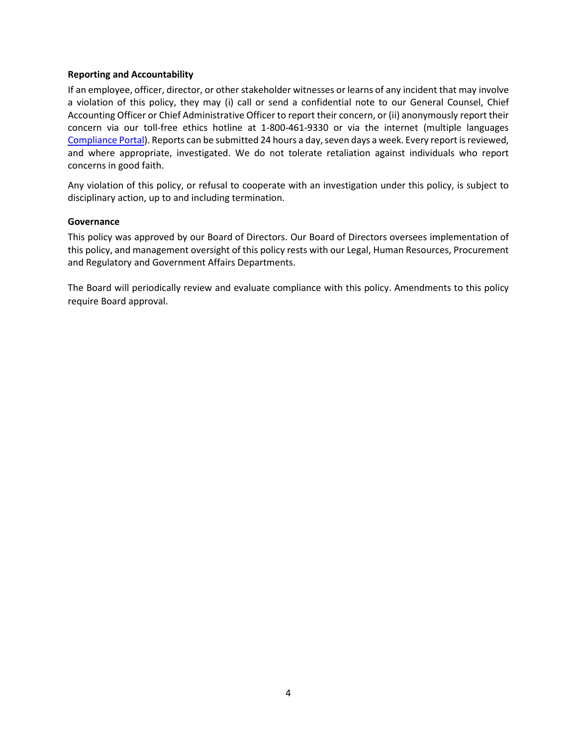**Reporting and Accountability**

If an employee, officer, director, or other stakeholder witnesses or learns of any incident that may involve a violation of this policy, they may (i) call or send a confidential note to our General Counsel, Chief Accounting Officer or Chief Administrative Officer to report their concern, or (ii) anonymously report their concern via our toll-free ethics hotline at 1-800-461-9330 or via the internet (multiple languages Compliance Portal). Reports can be submitted 24 hours a day, seven days a week. Every report is reviewed, and where appropriate, investigated. We do not tolerate retaliation against individuals who report concerns in good faith.

Any violation of this policy, or refusal to cooperate with an investigation under this policy, is subject to disciplinary action, up to and including termination.

**Governance**

This policy was approved by our Board of Directors. Our Board of Directors oversees implementation of this policy, and management oversight of this policy rests with our Legal, Human Resources, Procurement and Regulatory and Government Affairs Departments.

The Board will periodically review and evaluate compliance with this policy. Amendments to this policy require Board approval.